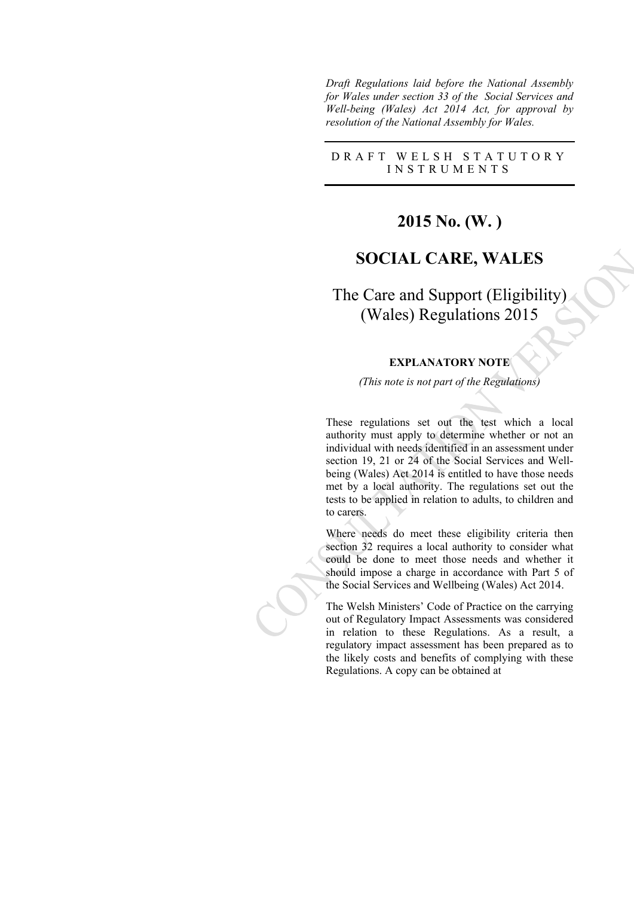*Draft Regulations laid before the National Assembly for Wales under section 33 of the Social Services and Well-being (Wales) Act 2014 Act, for approval by resolution of the National Assembly for Wales.*

D R A F T   W E L S H   S T A T U T O R Y   I N S T R U M E N T S

# 2015 No. (W. )

# SOCIAL CARE, WALES

## The Care and Support (Eligibility) (Wales) Regulations 2015

### EXPLANATORY NOTE

*(This note is not part of the Regulations)*

These regulations set out the test which a local authority must apply to determine whether or not an individual with needs identified in an assessment under section 19, 21 or 24 of the Social Services and Well-being (Wales) Act 2014 is entitled to have those needs met by a local authority. The regulations set out the tests to be applied in relation to adults, to children and to carers.

Where needs do meet these eligibility criteria then section 32 requires a local authority to consider what could be done to meet those needs and whether it should impose a charge in accordance with Part 5 of the Social Services and Wellbeing (Wales) Act 2014.

The Welsh Ministers' Code of Practice on the carrying out of Regulatory Impact Assessments was considered in relation to these Regulations. As a result, a regulatory impact assessment has been prepared as to the likely costs and benefits of complying with these Regulations. A copy can be obtained at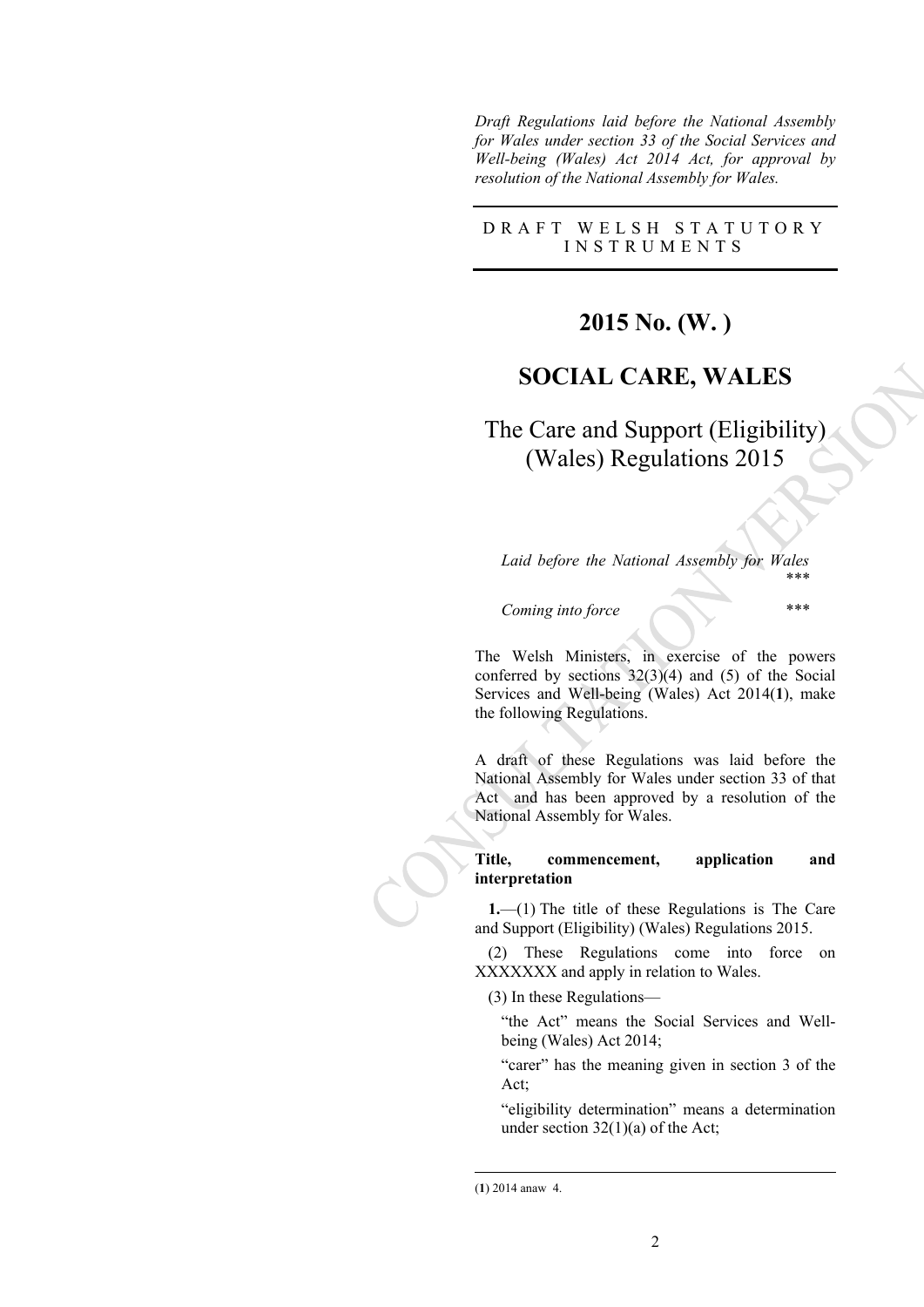*Draft Regulations laid before the National Assembly for Wales under section 33 of the Social Services and Well-being (Wales) Act 2014 Act, for approval by resolution of the National Assembly for Wales.*

DRAFT WELSH STATUTORY INSTRUMENTS

# 2015 No. (W. )

# SOCIAL CARE, WALES

## The Care and Support (Eligibility) (Wales) Regulations 2015

*Laid before the National Assembly for Wales* ***

*Coming into force* ***

The Welsh Ministers, in exercise of the powers conferred by sections 32(3)(4) and (5) of the Social Services and Well-being (Wales) Act 2014(**1**), make the following Regulations.

A draft of these Regulations was laid before the National Assembly for Wales under section 33 of that Act and has been approved by a resolution of the National Assembly for Wales.

**Title, commencement, application and interpretation**

**1.**—(1) The title of these Regulations is The Care and Support (Eligibility) (Wales) Regulations 2015.

(2) These Regulations come into force on XXXXXXX and apply in relation to Wales.

(3) In these Regulations—

"the Act" means the Social Services and Well-being (Wales) Act 2014;

"carer" has the meaning given in section 3 of the Act;

"eligibility determination" means a determination under section 32(1)(a) of the Act;

(**1**) 2014 anaw 4.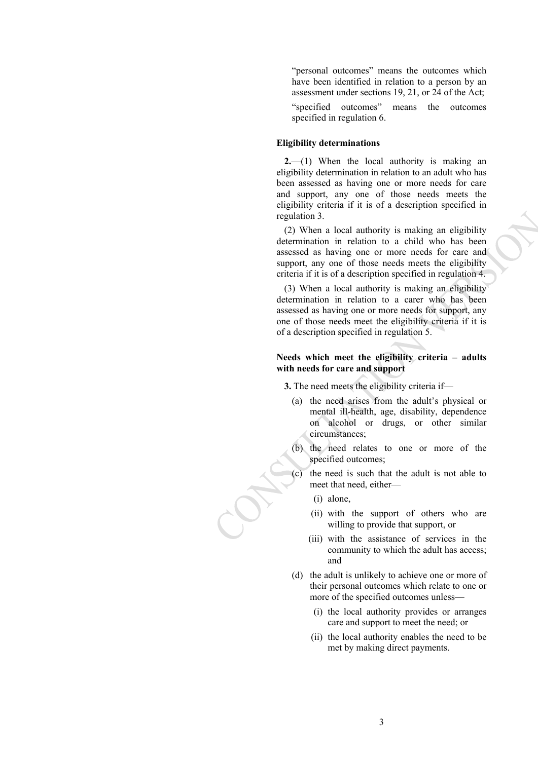"personal outcomes" means the outcomes which have been identified in relation to a person by an assessment under sections 19, 21, or 24 of the Act;

"specified outcomes" means the outcomes specified in regulation 6.

**Eligibility determinations**

**2.**—(1) When the local authority is making an eligibility determination in relation to an adult who has been assessed as having one or more needs for care and support, any one of those needs meets the eligibility criteria if it is of a description specified in regulation 3.

(2) When a local authority is making an eligibility determination in relation to a child who has been assessed as having one or more needs for care and support, any one of those needs meets the eligibility criteria if it is of a description specified in regulation 4.

(3) When a local authority is making an eligibility determination in relation to a carer who has been assessed as having one or more needs for support, any one of those needs meet the eligibility criteria if it is of a description specified in regulation 5.

**Needs which meet the eligibility criteria – adults with needs for care and support**

**3.** The need meets the eligibility criteria if—

- (a) the need arises from the adult's physical or mental ill-health, age, disability, dependence on alcohol or drugs, or other similar circumstances;
- (b) the need relates to one or more of the specified outcomes;
- (c) the need is such that the adult is not able to meet that need, either—
  - (i) alone,
  - (ii) with the support of others who are willing to provide that support, or
  - (iii) with the assistance of services in the community to which the adult has access; and
- (d) the adult is unlikely to achieve one or more of their personal outcomes which relate to one or more of the specified outcomes unless—
  - (i) the local authority provides or arranges care and support to meet the need; or
  - (ii) the local authority enables the need to be met by making direct payments.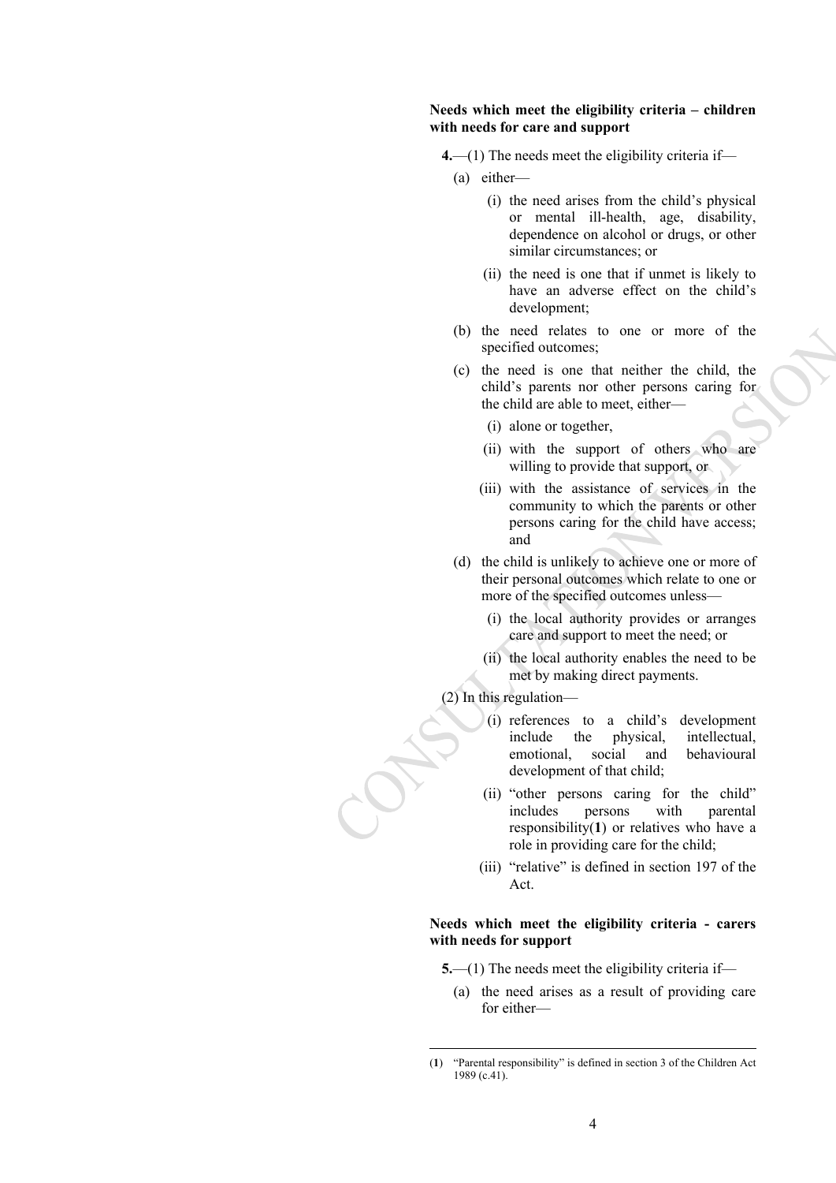**Needs which meet the eligibility criteria – children with needs for care and support**

**4.**—(1) The needs meet the eligibility criteria if—

(a) either—

(i) the need arises from the child's physical or mental ill-health, age, disability, dependence on alcohol or drugs, or other similar circumstances; or

(ii) the need is one that if unmet is likely to have an adverse effect on the child's development;

(b) the need relates to one or more of the specified outcomes;

(c) the need is one that neither the child, the child's parents nor other persons caring for the child are able to meet, either—

(i) alone or together,

(ii) with the support of others who are willing to provide that support, or

(iii) with the assistance of services in the community to which the parents or other persons caring for the child have access; and

(d) the child is unlikely to achieve one or more of their personal outcomes which relate to one or more of the specified outcomes unless—

(i) the local authority provides or arranges care and support to meet the need; or

(ii) the local authority enables the need to be met by making direct payments.

(2) In this regulation—

(i) references to a child's development include the physical, intellectual, emotional, social and behavioural development of that child;

(ii) "other persons caring for the child" includes persons with parental responsibility(**1**) or relatives who have a role in providing care for the child;

(iii) "relative" is defined in section 197 of the Act.

**Needs which meet the eligibility criteria - carers with needs for support**

**5.**—(1) The needs meet the eligibility criteria if—

(a) the need arises as a result of providing care for either—

---

(**1**) "Parental responsibility" is defined in section 3 of the Children Act 1989 (c.41).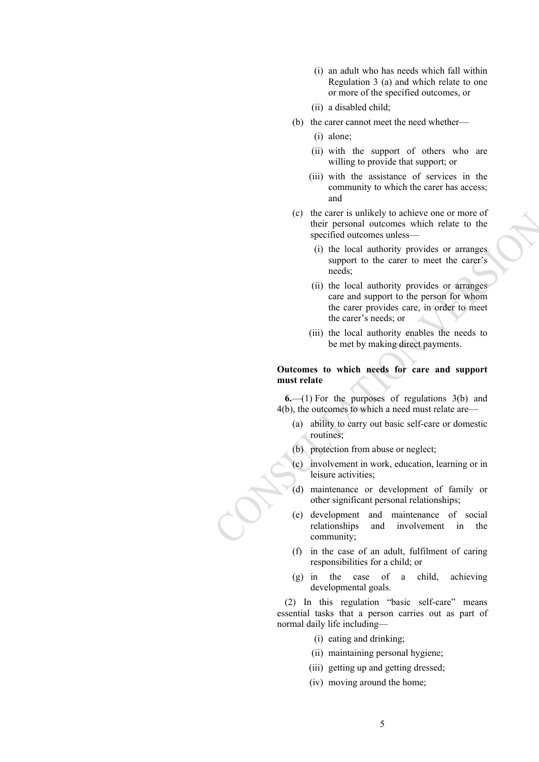(i) an adult who has needs which fall within Regulation 3 (a) and which relate to one or more of the specified outcomes, or

(ii) a disabled child;

(b) the carer cannot meet the need whether—

(i) alone;

(ii) with the support of others who are willing to provide that support; or

(iii) with the assistance of services in the community to which the carer has access; and

(c) the carer is unlikely to achieve one or more of their personal outcomes which relate to the specified outcomes unless—

(i) the local authority provides or arranges support to the carer to meet the carer's needs;

(ii) the local authority provides or arranges care and support to the person for whom the carer provides care, in order to meet the carer's needs; or

(iii) the local authority enables the needs to be met by making direct payments.

**Outcomes to which needs for care and support must relate**

**6.**—(1) For the purposes of regulations 3(b) and 4(b), the outcomes to which a need must relate are—

(a) ability to carry out basic self-care or domestic routines;

(b) protection from abuse or neglect;

(c) involvement in work, education, learning or in leisure activities;

(d) maintenance or development of family or other significant personal relationships;

(e) development and maintenance of social relationships and involvement in the community;

(f) in the case of an adult, fulfilment of caring responsibilities for a child; or

(g) in the case of a child, achieving developmental goals.

(2) In this regulation "basic self-care" means essential tasks that a person carries out as part of normal daily life including—

(i) eating and drinking;

(ii) maintaining personal hygiene;

(iii) getting up and getting dressed;

(iv) moving around the home;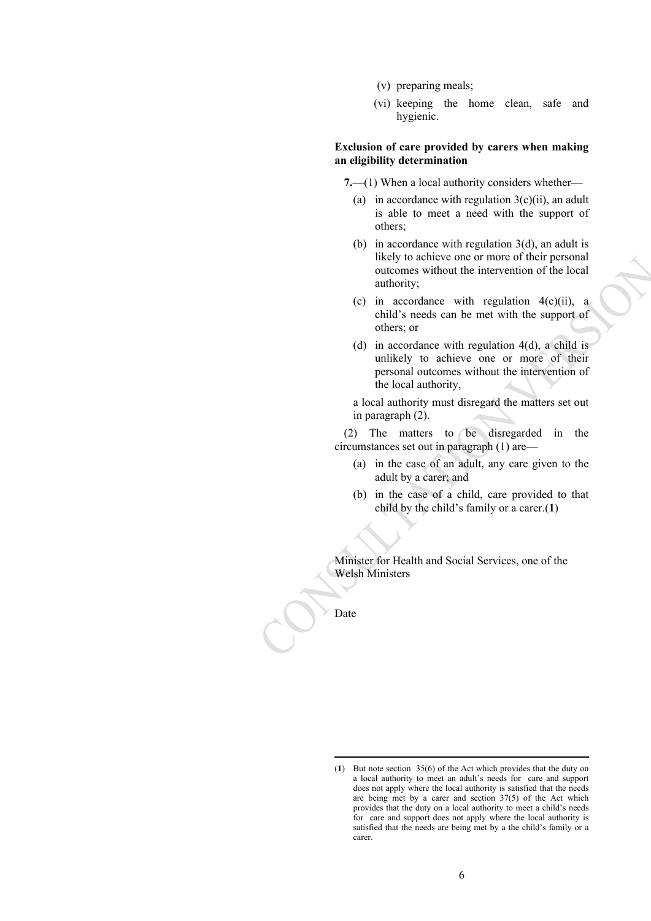(v) preparing meals;

(vi) keeping the home clean, safe and hygienic.

**Exclusion of care provided by carers when making an eligibility determination**

**7.**—(1) When a local authority considers whether—

(a) in accordance with regulation 3(c)(ii), an adult is able to meet a need with the support of others;

(b) in accordance with regulation 3(d), an adult is likely to achieve one or more of their personal outcomes without the intervention of the local authority;

(c) in accordance with regulation 4(c)(ii), a child's needs can be met with the support of others; or

(d) in accordance with regulation 4(d), a child is unlikely to achieve one or more of their personal outcomes without the intervention of the local authority,

a local authority must disregard the matters set out in paragraph (2).

(2) The matters to be disregarded in the circumstances set out in paragraph (1) are—

(a) in the case of an adult, any care given to the adult by a carer; and

(b) in the case of a child, care provided to that child by the child's family or a carer.(**1**)

Minister for Health and Social Services, one of the Welsh Ministers

Date

---

(**1**) But note section 35(6) of the Act which provides that the duty on a local authority to meet an adult's needs for care and support does not apply where the local authority is satisfied that the needs are being met by a carer and section 37(5) of the Act which provides that the duty on a local authority to meet a child's needs for care and support does not apply where the local authority is satisfied that the needs are being met by a the child's family or a carer.